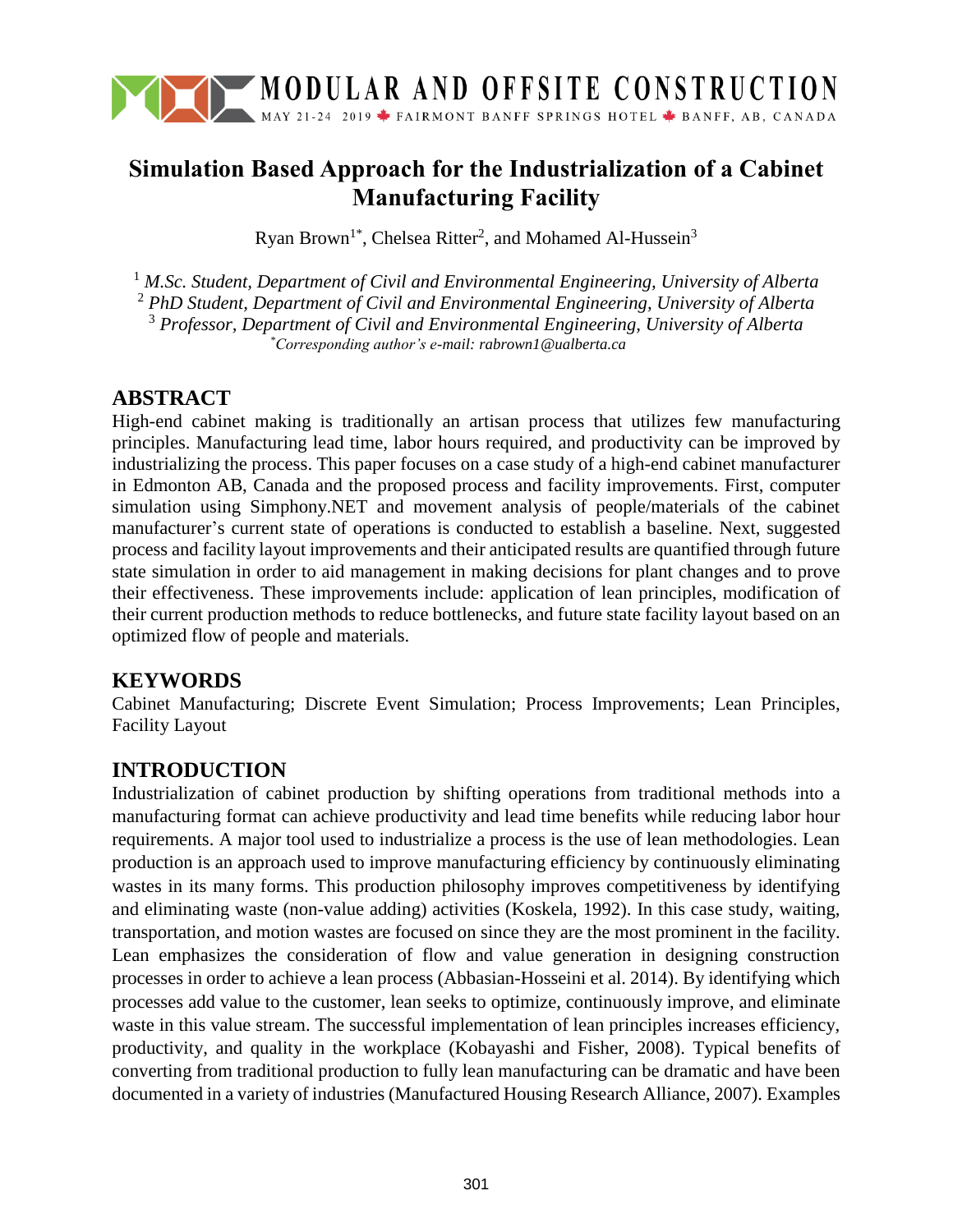# Simulation Based Approach for the Industrialization of a Cabinet Manufacturing Facility

Ryan Brown[1*], Chelsea Ritter[2], and Mohamed Al-Hussein[3]

[1] *M.Sc. Student, Department of Civil and Environmental Engineering, University of Alberta*
[2] *PhD Student, Department of Civil and Environmental Engineering, University of Alberta*
[3] *Professor, Department of Civil and Environmental Engineering, University of Alberta*
[*] *Corresponding author's e-mail: rabrown1@ualberta.ca*

## ABSTRACT

High-end cabinet making is traditionally an artisan process that utilizes few manufacturing principles. Manufacturing lead time, labor hours required, and productivity can be improved by industrializing the process. This paper focuses on a case study of a high-end cabinet manufacturer in Edmonton AB, Canada and the proposed process and facility improvements. First, computer simulation using Simphony.NET and movement analysis of people/materials of the cabinet manufacturer's current state of operations is conducted to establish a baseline. Next, suggested process and facility layout improvements and their anticipated results are quantified through future state simulation in order to aid management in making decisions for plant changes and to prove their effectiveness. These improvements include: application of lean principles, modification of their current production methods to reduce bottlenecks, and future state facility layout based on an optimized flow of people and materials.

## KEYWORDS

Cabinet Manufacturing; Discrete Event Simulation; Process Improvements; Lean Principles, Facility Layout

## INTRODUCTION

Industrialization of cabinet production by shifting operations from traditional methods into a manufacturing format can achieve productivity and lead time benefits while reducing labor hour requirements. A major tool used to industrialize a process is the use of lean methodologies. Lean production is an approach used to improve manufacturing efficiency by continuously eliminating wastes in its many forms. This production philosophy improves competitiveness by identifying and eliminating waste (non-value adding) activities (Koskela, 1992). In this case study, waiting, transportation, and motion wastes are focused on since they are the most prominent in the facility. Lean emphasizes the consideration of flow and value generation in designing construction processes in order to achieve a lean process (Abbasian-Hosseini et al. 2014). By identifying which processes add value to the customer, lean seeks to optimize, continuously improve, and eliminate waste in this value stream. The successful implementation of lean principles increases efficiency, productivity, and quality in the workplace (Kobayashi and Fisher, 2008). Typical benefits of converting from traditional production to fully lean manufacturing can be dramatic and have been documented in a variety of industries (Manufactured Housing Research Alliance, 2007). Examples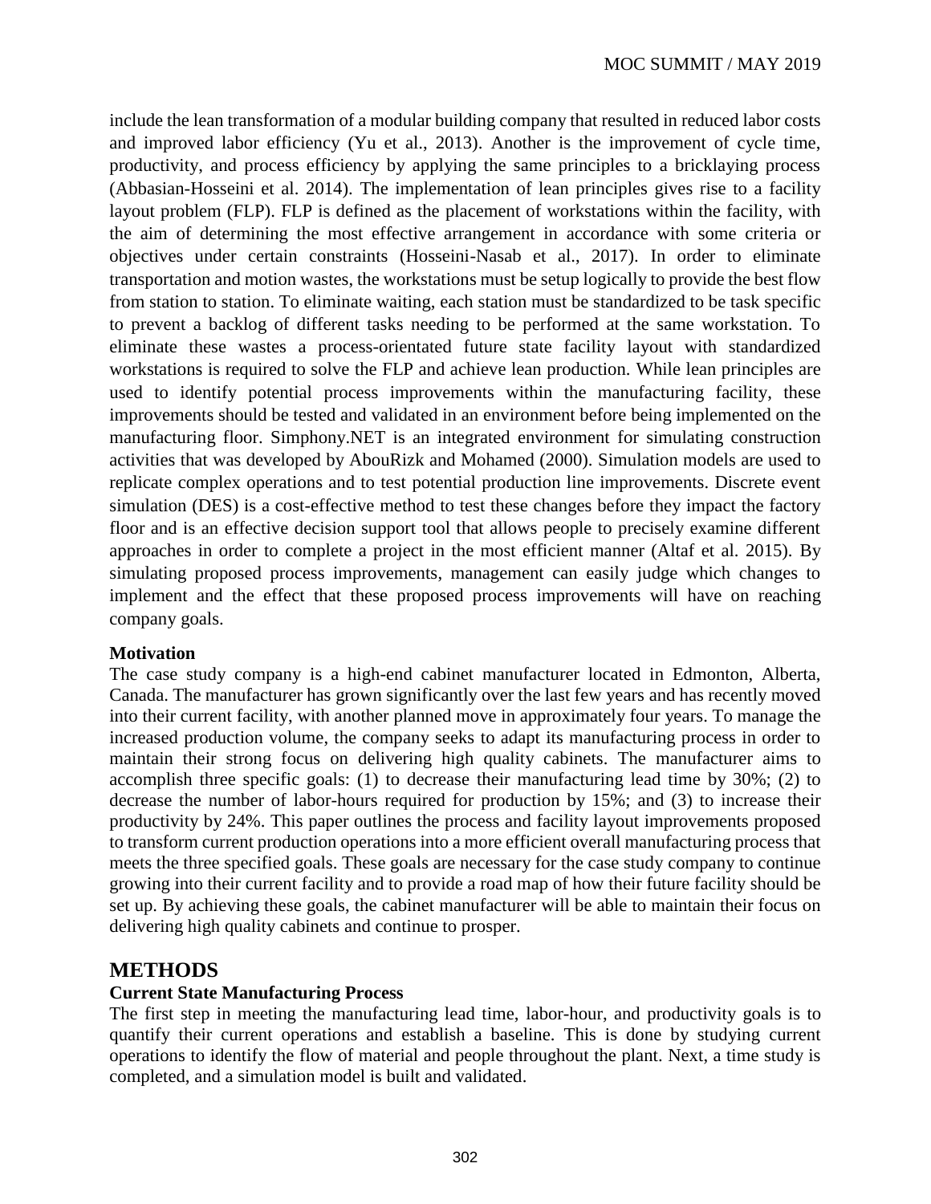include the lean transformation of a modular building company that resulted in reduced labor costs and improved labor efficiency (Yu et al., 2013). Another is the improvement of cycle time, productivity, and process efficiency by applying the same principles to a bricklaying process (Abbasian-Hosseini et al. 2014). The implementation of lean principles gives rise to a facility layout problem (FLP). FLP is defined as the placement of workstations within the facility, with the aim of determining the most effective arrangement in accordance with some criteria or objectives under certain constraints (Hosseini-Nasab et al., 2017). In order to eliminate transportation and motion wastes, the workstations must be setup logically to provide the best flow from station to station. To eliminate waiting, each station must be standardized to be task specific to prevent a backlog of different tasks needing to be performed at the same workstation. To eliminate these wastes a process-orientated future state facility layout with standardized workstations is required to solve the FLP and achieve lean production. While lean principles are used to identify potential process improvements within the manufacturing facility, these improvements should be tested and validated in an environment before being implemented on the manufacturing floor. Simphony.NET is an integrated environment for simulating construction activities that was developed by AbouRizk and Mohamed (2000). Simulation models are used to replicate complex operations and to test potential production line improvements. Discrete event simulation (DES) is a cost-effective method to test these changes before they impact the factory floor and is an effective decision support tool that allows people to precisely examine different approaches in order to complete a project in the most efficient manner (Altaf et al. 2015). By simulating proposed process improvements, management can easily judge which changes to implement and the effect that these proposed process improvements will have on reaching company goals.

**Motivation**

The case study company is a high-end cabinet manufacturer located in Edmonton, Alberta, Canada. The manufacturer has grown significantly over the last few years and has recently moved into their current facility, with another planned move in approximately four years. To manage the increased production volume, the company seeks to adapt its manufacturing process in order to maintain their strong focus on delivering high quality cabinets. The manufacturer aims to accomplish three specific goals: (1) to decrease their manufacturing lead time by 30%; (2) to decrease the number of labor-hours required for production by 15%; and (3) to increase their productivity by 24%. This paper outlines the process and facility layout improvements proposed to transform current production operations into a more efficient overall manufacturing process that meets the three specified goals. These goals are necessary for the case study company to continue growing into their current facility and to provide a road map of how their future facility should be set up. By achieving these goals, the cabinet manufacturer will be able to maintain their focus on delivering high quality cabinets and continue to prosper.

## METHODS

**Current State Manufacturing Process**

The first step in meeting the manufacturing lead time, labor-hour, and productivity goals is to quantify their current operations and establish a baseline. This is done by studying current operations to identify the flow of material and people throughout the plant. Next, a time study is completed, and a simulation model is built and validated.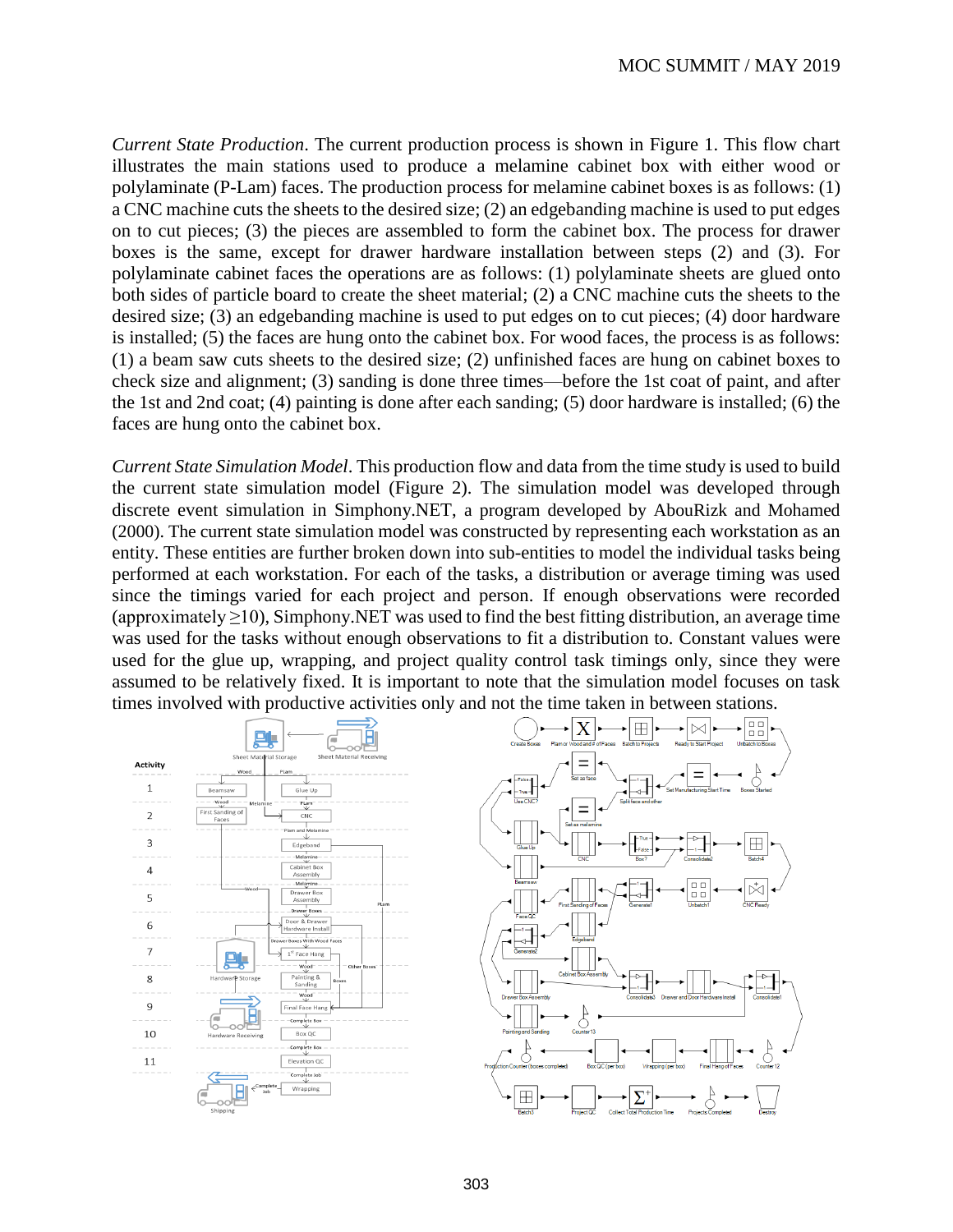*Current State Production*. The current production process is shown in Figure 1. This flow chart illustrates the main stations used to produce a melamine cabinet box with either wood or polylaminate (P-Lam) faces. The production process for melamine cabinet boxes is as follows: (1) a CNC machine cuts the sheets to the desired size; (2) an edgebanding machine is used to put edges on to cut pieces; (3) the pieces are assembled to form the cabinet box. The process for drawer boxes is the same, except for drawer hardware installation between steps (2) and (3). For polylaminate cabinet faces the operations are as follows: (1) polylaminate sheets are glued onto both sides of particle board to create the sheet material; (2) a CNC machine cuts the sheets to the desired size; (3) an edgebanding machine is used to put edges on to cut pieces; (4) door hardware is installed; (5) the faces are hung onto the cabinet box. For wood faces, the process is as follows: (1) a beam saw cuts sheets to the desired size; (2) unfinished faces are hung on cabinet boxes to check size and alignment; (3) sanding is done three times—before the 1st coat of paint, and after the 1st and 2nd coat; (4) painting is done after each sanding; (5) door hardware is installed; (6) the faces are hung onto the cabinet box.

*Current State Simulation Model*. This production flow and data from the time study is used to build the current state simulation model (Figure 2). The simulation model was developed through discrete event simulation in Simphony.NET, a program developed by AbouRizk and Mohamed (2000). The current state simulation model was constructed by representing each workstation as an entity. These entities are further broken down into sub-entities to model the individual tasks being performed at each workstation. For each of the tasks, a distribution or average timing was used since the timings varied for each project and person. If enough observations were recorded (approximately $\geq$10), Simphony.NET was used to find the best fitting distribution, an average time was used for the tasks without enough observations to fit a distribution to. Constant values were used for the glue up, wrapping, and project quality control task timings only, since they were assumed to be relatively fixed. It is important to note that the simulation model focuses on task times involved with productive activities only and not the time taken in between stations.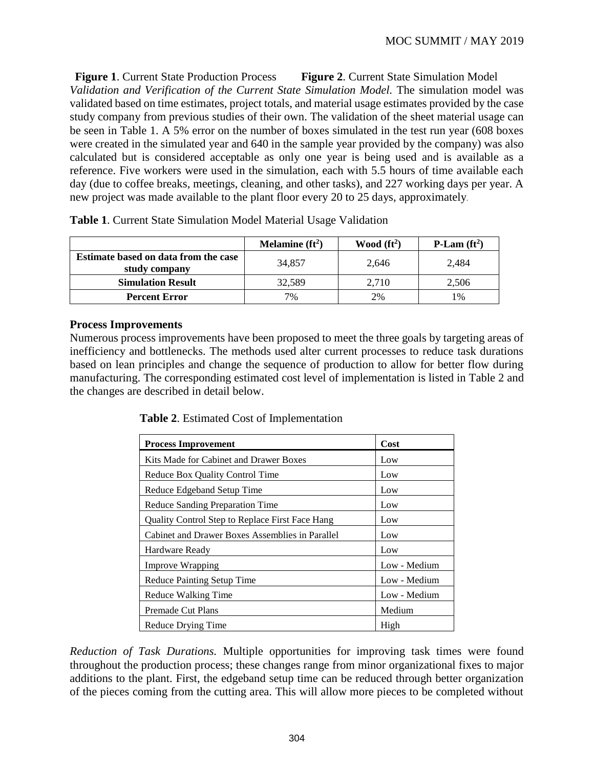**Figure 1**. Current State Production Process **Figure 2**. Current State Simulation Model

*Validation and Verification of the Current State Simulation Model.* The simulation model was validated based on time estimates, project totals, and material usage estimates provided by the case study company from previous studies of their own. The validation of the sheet material usage can be seen in Table 1. A 5% error on the number of boxes simulated in the test run year (608 boxes were created in the simulated year and 640 in the sample year provided by the company) was also calculated but is considered acceptable as only one year is being used and is available as a reference. Five workers were used in the simulation, each with 5.5 hours of time available each day (due to coffee breaks, meetings, cleaning, and other tasks), and 227 working days per year. A new project was made available to the plant floor every 20 to 25 days, approximately.

**Table 1**. Current State Simulation Model Material Usage Validation

| | Melamine ($ft^2$) | Wood ($ft^2$) | P-Lam ($ft^2$) |
|---|---|---|---|
| **Estimate based on data from the case study company** | 34,857 | 2,646 | 2,484 |
| **Simulation Result** | 32,589 | 2,710 | 2,506 |
| **Percent Error** | 7% | 2% | 1% |

## Process Improvements

Numerous process improvements have been proposed to meet the three goals by targeting areas of inefficiency and bottlenecks. The methods used alter current processes to reduce task durations based on lean principles and change the sequence of production to allow for better flow during manufacturing. The corresponding estimated cost level of implementation is listed in Table 2 and the changes are described in detail below.

**Table 2**. Estimated Cost of Implementation

| Process Improvement | Cost |
|---|---|
| Kits Made for Cabinet and Drawer Boxes | Low |
| Reduce Box Quality Control Time | Low |
| Reduce Edgeband Setup Time | Low |
| Reduce Sanding Preparation Time | Low |
| Quality Control Step to Replace First Face Hang | Low |
| Cabinet and Drawer Boxes Assemblies in Parallel | Low |
| Hardware Ready | Low |
| Improve Wrapping | Low - Medium |
| Reduce Painting Setup Time | Low - Medium |
| Reduce Walking Time | Low - Medium |
| Premade Cut Plans | Medium |
| Reduce Drying Time | High |

*Reduction of Task Durations.* Multiple opportunities for improving task times were found throughout the production process; these changes range from minor organizational fixes to major additions to the plant. First, the edgeband setup time can be reduced through better organization of the pieces coming from the cutting area. This will allow more pieces to be completed without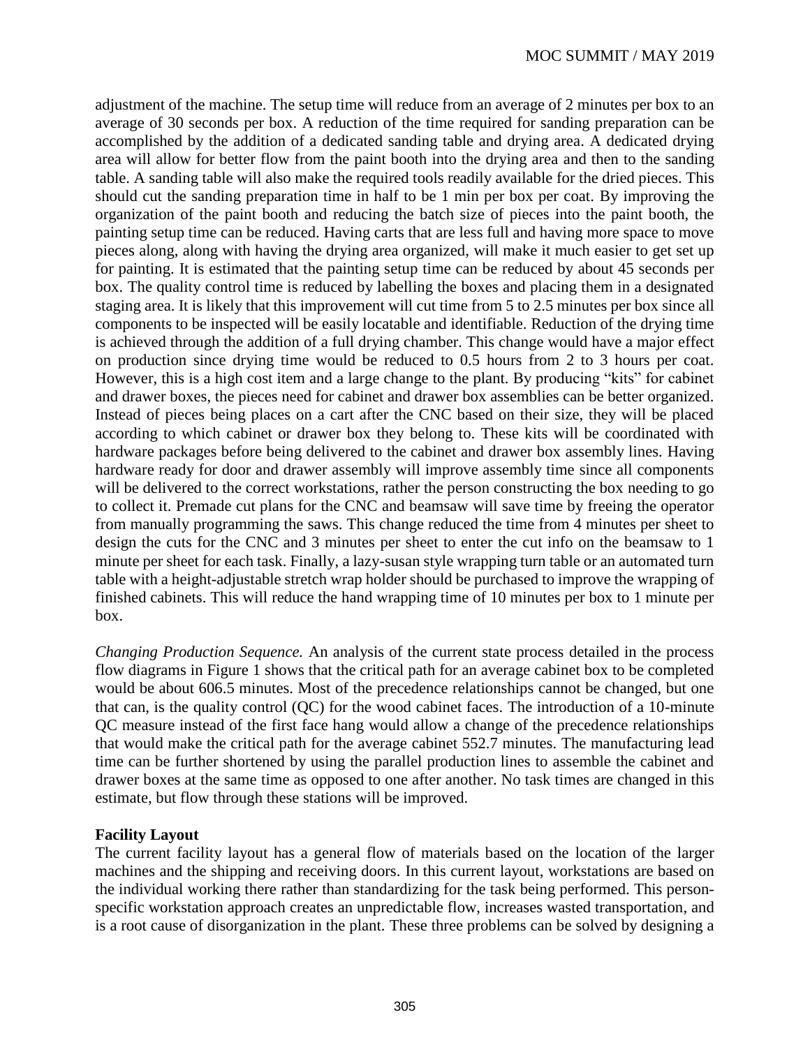adjustment of the machine. The setup time will reduce from an average of 2 minutes per box to an average of 30 seconds per box. A reduction of the time required for sanding preparation can be accomplished by the addition of a dedicated sanding table and drying area. A dedicated drying area will allow for better flow from the paint booth into the drying area and then to the sanding table. A sanding table will also make the required tools readily available for the dried pieces. This should cut the sanding preparation time in half to be 1 min per box per coat. By improving the organization of the paint booth and reducing the batch size of pieces into the paint booth, the painting setup time can be reduced. Having carts that are less full and having more space to move pieces along, along with having the drying area organized, will make it much easier to get set up for painting. It is estimated that the painting setup time can be reduced by about 45 seconds per box. The quality control time is reduced by labelling the boxes and placing them in a designated staging area. It is likely that this improvement will cut time from 5 to 2.5 minutes per box since all components to be inspected will be easily locatable and identifiable. Reduction of the drying time is achieved through the addition of a full drying chamber. This change would have a major effect on production since drying time would be reduced to 0.5 hours from 2 to 3 hours per coat. However, this is a high cost item and a large change to the plant. By producing "kits" for cabinet and drawer boxes, the pieces need for cabinet and drawer box assemblies can be better organized. Instead of pieces being places on a cart after the CNC based on their size, they will be placed according to which cabinet or drawer box they belong to. These kits will be coordinated with hardware packages before being delivered to the cabinet and drawer box assembly lines. Having hardware ready for door and drawer assembly will improve assembly time since all components will be delivered to the correct workstations, rather the person constructing the box needing to go to collect it. Premade cut plans for the CNC and beamsaw will save time by freeing the operator from manually programming the saws. This change reduced the time from 4 minutes per sheet to design the cuts for the CNC and 3 minutes per sheet to enter the cut info on the beamsaw to 1 minute per sheet for each task. Finally, a lazy-susan style wrapping turn table or an automated turn table with a height-adjustable stretch wrap holder should be purchased to improve the wrapping of finished cabinets. This will reduce the hand wrapping time of 10 minutes per box to 1 minute per box.

*Changing Production Sequence.* An analysis of the current state process detailed in the process flow diagrams in Figure 1 shows that the critical path for an average cabinet box to be completed would be about 606.5 minutes. Most of the precedence relationships cannot be changed, but one that can, is the quality control (QC) for the wood cabinet faces. The introduction of a 10-minute QC measure instead of the first face hang would allow a change of the precedence relationships that would make the critical path for the average cabinet 552.7 minutes. The manufacturing lead time can be further shortened by using the parallel production lines to assemble the cabinet and drawer boxes at the same time as opposed to one after another. No task times are changed in this estimate, but flow through these stations will be improved.

**Facility Layout**

The current facility layout has a general flow of materials based on the location of the larger machines and the shipping and receiving doors. In this current layout, workstations are based on the individual working there rather than standardizing for the task being performed. This person-specific workstation approach creates an unpredictable flow, increases wasted transportation, and is a root cause of disorganization in the plant. These three problems can be solved by designing a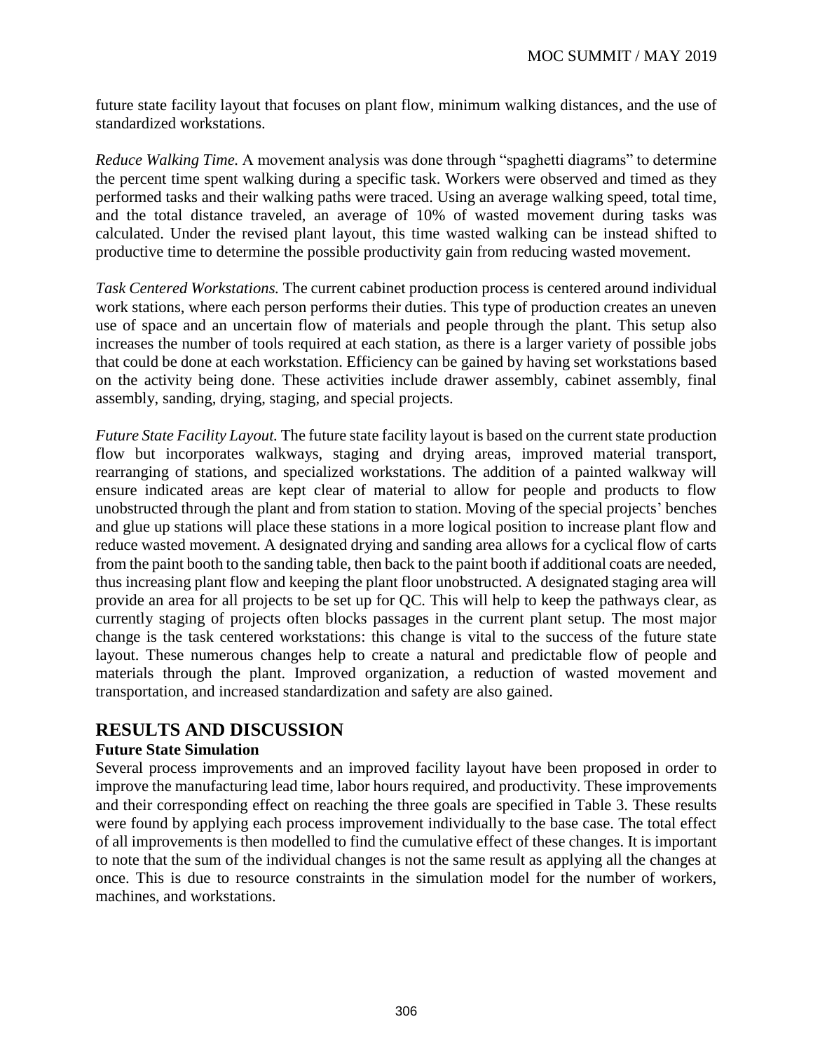future state facility layout that focuses on plant flow, minimum walking distances, and the use of standardized workstations.

*Reduce Walking Time.* A movement analysis was done through "spaghetti diagrams" to determine the percent time spent walking during a specific task. Workers were observed and timed as they performed tasks and their walking paths were traced. Using an average walking speed, total time, and the total distance traveled, an average of 10% of wasted movement during tasks was calculated. Under the revised plant layout, this time wasted walking can be instead shifted to productive time to determine the possible productivity gain from reducing wasted movement.

*Task Centered Workstations.* The current cabinet production process is centered around individual work stations, where each person performs their duties. This type of production creates an uneven use of space and an uncertain flow of materials and people through the plant. This setup also increases the number of tools required at each station, as there is a larger variety of possible jobs that could be done at each workstation. Efficiency can be gained by having set workstations based on the activity being done. These activities include drawer assembly, cabinet assembly, final assembly, sanding, drying, staging, and special projects.

*Future State Facility Layout.* The future state facility layout is based on the current state production flow but incorporates walkways, staging and drying areas, improved material transport, rearranging of stations, and specialized workstations. The addition of a painted walkway will ensure indicated areas are kept clear of material to allow for people and products to flow unobstructed through the plant and from station to station. Moving of the special projects' benches and glue up stations will place these stations in a more logical position to increase plant flow and reduce wasted movement. A designated drying and sanding area allows for a cyclical flow of carts from the paint booth to the sanding table, then back to the paint booth if additional coats are needed, thus increasing plant flow and keeping the plant floor unobstructed. A designated staging area will provide an area for all projects to be set up for QC. This will help to keep the pathways clear, as currently staging of projects often blocks passages in the current plant setup. The most major change is the task centered workstations: this change is vital to the success of the future state layout. These numerous changes help to create a natural and predictable flow of people and materials through the plant. Improved organization, a reduction of wasted movement and transportation, and increased standardization and safety are also gained.

## RESULTS AND DISCUSSION

### Future State Simulation

Several process improvements and an improved facility layout have been proposed in order to improve the manufacturing lead time, labor hours required, and productivity. These improvements and their corresponding effect on reaching the three goals are specified in Table 3. These results were found by applying each process improvement individually to the base case. The total effect of all improvements is then modelled to find the cumulative effect of these changes. It is important to note that the sum of the individual changes is not the same result as applying all the changes at once. This is due to resource constraints in the simulation model for the number of workers, machines, and workstations.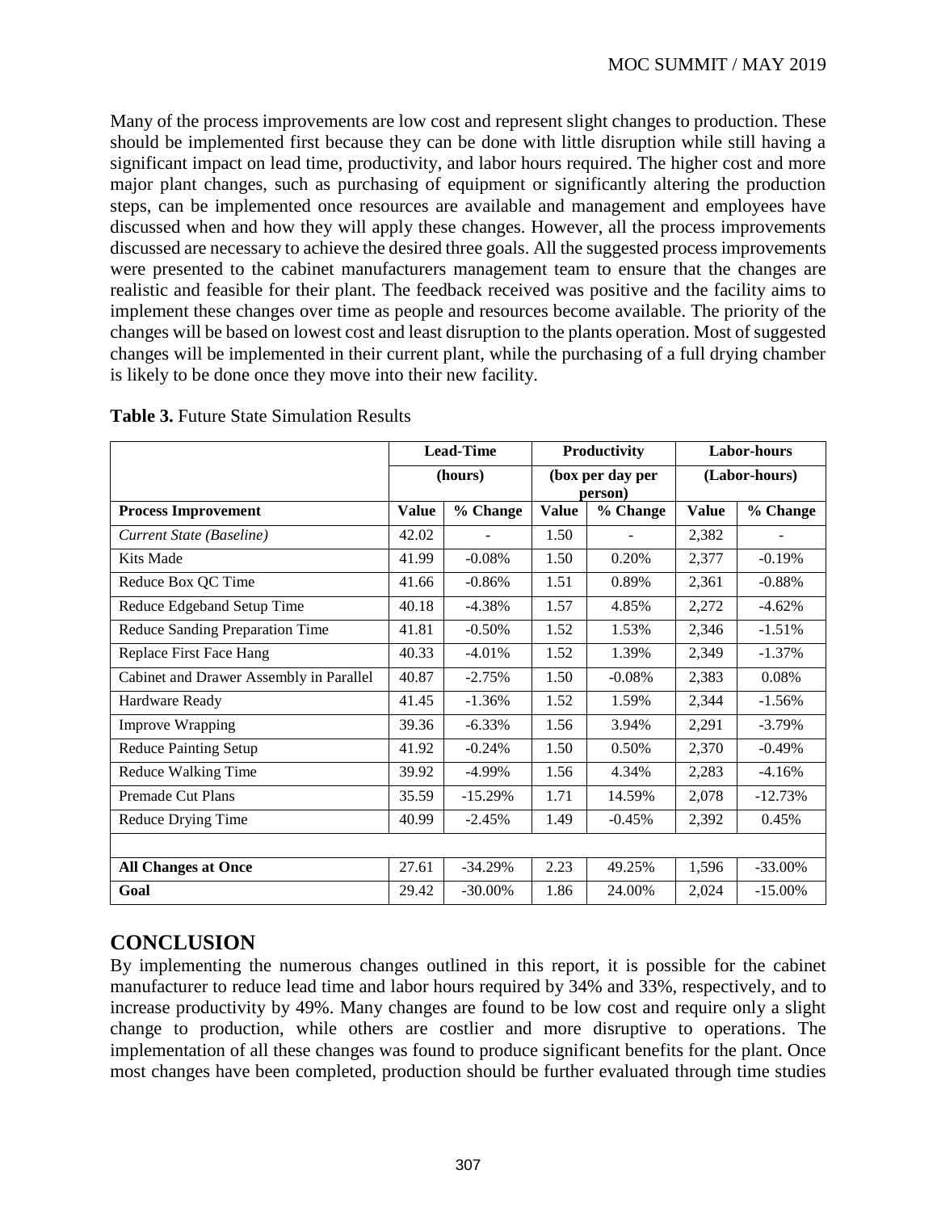Many of the process improvements are low cost and represent slight changes to production. These should be implemented first because they can be done with little disruption while still having a significant impact on lead time, productivity, and labor hours required. The higher cost and more major plant changes, such as purchasing of equipment or significantly altering the production steps, can be implemented once resources are available and management and employees have discussed when and how they will apply these changes. However, all the process improvements discussed are necessary to achieve the desired three goals. All the suggested process improvements were presented to the cabinet manufacturers management team to ensure that the changes are realistic and feasible for their plant. The feedback received was positive and the facility aims to implement these changes over time as people and resources become available. The priority of the changes will be based on lowest cost and least disruption to the plants operation. Most of suggested changes will be implemented in their current plant, while the purchasing of a full drying chamber is likely to be done once they move into their new facility.

**Table 3.** Future State Simulation Results

| | Lead-Time (hours) | | Productivity (box per day per person) | | Labor-hours (Labor-hours) | |
|---|---|---|---|---|---|---|
| **Process Improvement** | **Value** | **% Change** | **Value** | **% Change** | **Value** | **% Change** |
| *Current State (Baseline)* | 42.02 | - | 1.50 | - | 2,382 | - |
| Kits Made | 41.99 | -0.08% | 1.50 | 0.20% | 2,377 | -0.19% |
| Reduce Box QC Time | 41.66 | -0.86% | 1.51 | 0.89% | 2,361 | -0.88% |
| Reduce Edgeband Setup Time | 40.18 | -4.38% | 1.57 | 4.85% | 2,272 | -4.62% |
| Reduce Sanding Preparation Time | 41.81 | -0.50% | 1.52 | 1.53% | 2,346 | -1.51% |
| Replace First Face Hang | 40.33 | -4.01% | 1.52 | 1.39% | 2,349 | -1.37% |
| Cabinet and Drawer Assembly in Parallel | 40.87 | -2.75% | 1.50 | -0.08% | 2,383 | 0.08% |
| Hardware Ready | 41.45 | -1.36% | 1.52 | 1.59% | 2,344 | -1.56% |
| Improve Wrapping | 39.36 | -6.33% | 1.56 | 3.94% | 2,291 | -3.79% |
| Reduce Painting Setup | 41.92 | -0.24% | 1.50 | 0.50% | 2,370 | -0.49% |
| Reduce Walking Time | 39.92 | -4.99% | 1.56 | 4.34% | 2,283 | -4.16% |
| Premade Cut Plans | 35.59 | -15.29% | 1.71 | 14.59% | 2,078 | -12.73% |
| Reduce Drying Time | 40.99 | -2.45% | 1.49 | -0.45% | 2,392 | 0.45% |
| | | | | | | |
| **All Changes at Once** | 27.61 | -34.29% | 2.23 | 49.25% | 1,596 | -33.00% |
| **Goal** | 29.42 | -30.00% | 1.86 | 24.00% | 2,024 | -15.00% |

## CONCLUSION

By implementing the numerous changes outlined in this report, it is possible for the cabinet manufacturer to reduce lead time and labor hours required by 34% and 33%, respectively, and to increase productivity by 49%. Many changes are found to be low cost and require only a slight change to production, while others are costlier and more disruptive to operations. The implementation of all these changes was found to produce significant benefits for the plant. Once most changes have been completed, production should be further evaluated through time studies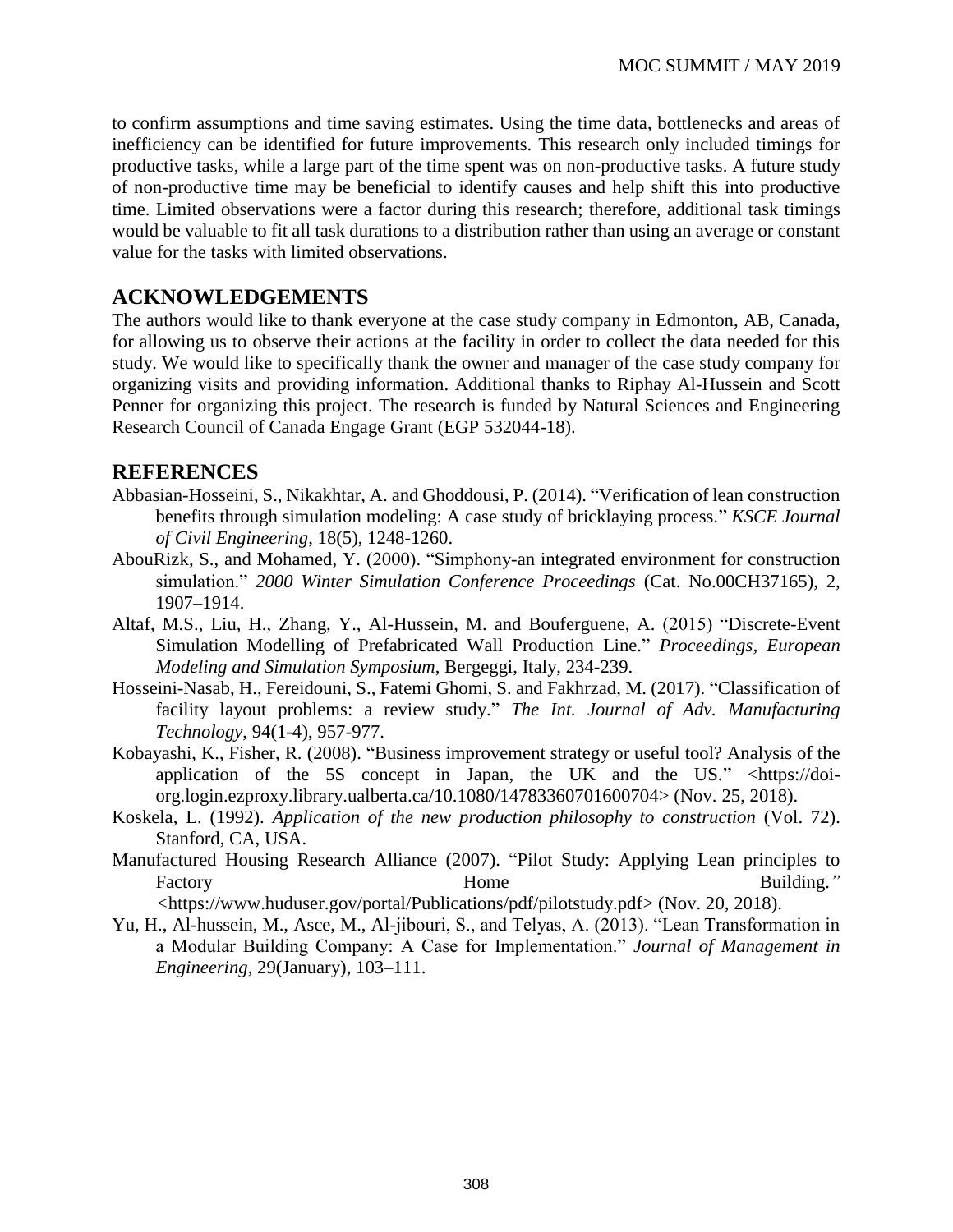to confirm assumptions and time saving estimates. Using the time data, bottlenecks and areas of inefficiency can be identified for future improvements. This research only included timings for productive tasks, while a large part of the time spent was on non-productive tasks. A future study of non-productive time may be beneficial to identify causes and help shift this into productive time. Limited observations were a factor during this research; therefore, additional task timings would be valuable to fit all task durations to a distribution rather than using an average or constant value for the tasks with limited observations.

## ACKNOWLEDGEMENTS

The authors would like to thank everyone at the case study company in Edmonton, AB, Canada, for allowing us to observe their actions at the facility in order to collect the data needed for this study. We would like to specifically thank the owner and manager of the case study company for organizing visits and providing information. Additional thanks to Riphay Al-Hussein and Scott Penner for organizing this project. The research is funded by Natural Sciences and Engineering Research Council of Canada Engage Grant (EGP 532044-18).

## REFERENCES

Abbasian-Hosseini, S., Nikakhtar, A. and Ghoddousi, P. (2014). "Verification of lean construction benefits through simulation modeling: A case study of bricklaying process." *KSCE Journal of Civil Engineering*, 18(5), 1248-1260.

AbouRizk, S., and Mohamed, Y. (2000). "Simphony-an integrated environment for construction simulation." *2000 Winter Simulation Conference Proceedings* (Cat. No.00CH37165), 2, 1907–1914.

Altaf, M.S., Liu, H., Zhang, Y., Al-Hussein, M. and Bouferguene, A. (2015) "Discrete-Event Simulation Modelling of Prefabricated Wall Production Line." *Proceedings, European Modeling and Simulation Symposium*, Bergeggi, Italy, 234-239.

Hosseini-Nasab, H., Fereidouni, S., Fatemi Ghomi, S. and Fakhrzad, M. (2017). "Classification of facility layout problems: a review study." *The Int. Journal of Adv. Manufacturing Technology*, 94(1-4), 957-977.

Kobayashi, K., Fisher, R. (2008). "Business improvement strategy or useful tool? Analysis of the application of the 5S concept in Japan, the UK and the US." <https://doi-org.login.ezproxy.library.ualberta.ca/10.1080/14783360701600704> (Nov. 25, 2018).

Koskela, L. (1992). *Application of the new production philosophy to construction* (Vol. 72). Stanford, CA, USA.

Manufactured Housing Research Alliance (2007). "Pilot Study: Applying Lean principles to Factory Home Building." <https://www.huduser.gov/portal/Publications/pdf/pilotstudy.pdf> (Nov. 20, 2018).

Yu, H., Al-hussein, M., Asce, M., Al-jibouri, S., and Telyas, A. (2013). "Lean Transformation in a Modular Building Company: A Case for Implementation." *Journal of Management in Engineering*, 29(January), 103–111.